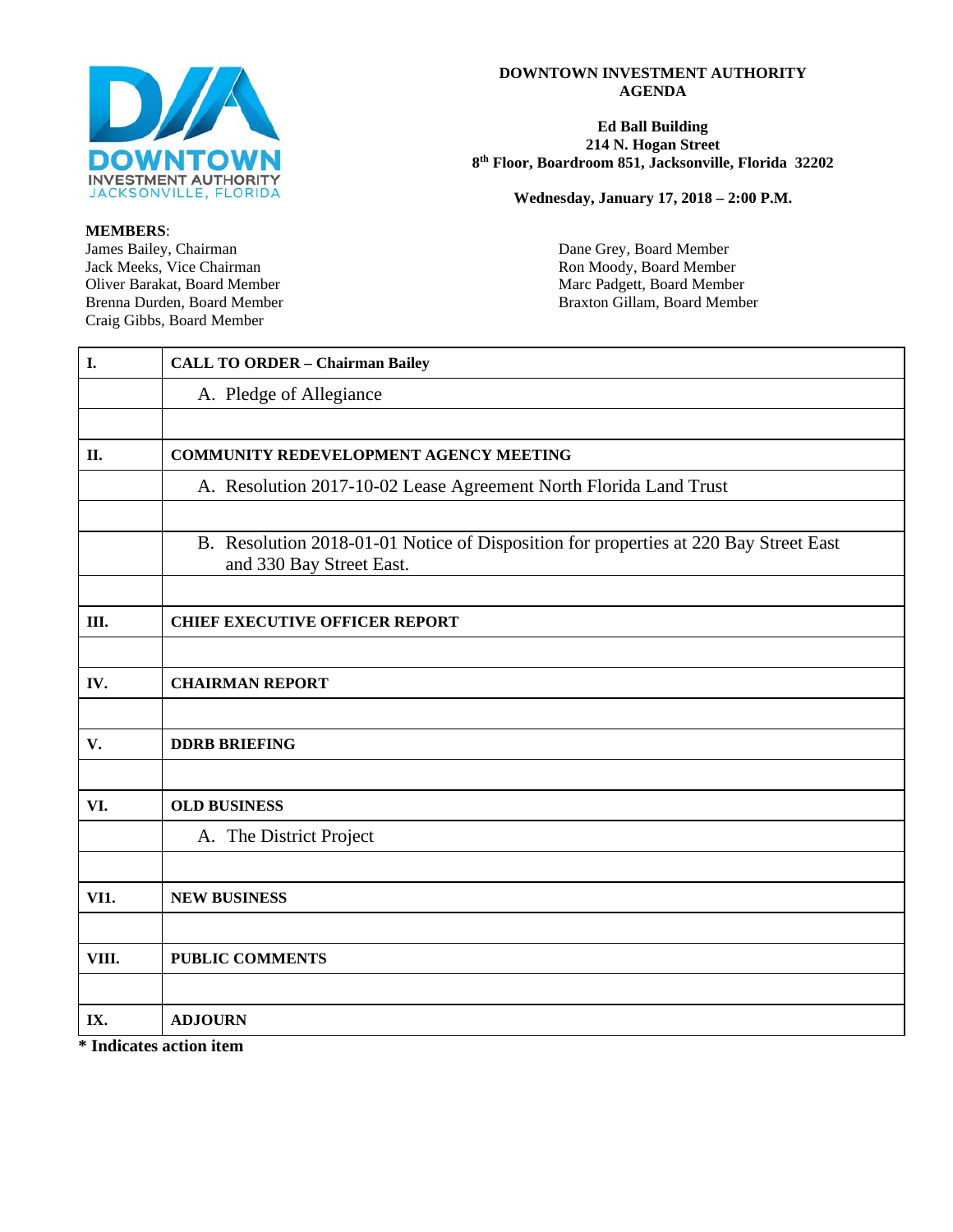DOWNTOWN INVESTMENT AUTHORITY
JACKSONVILLE, FLORIDA

# DOWNTOWN INVESTMENT AUTHORITY AGENDA

**Ed Ball Building**
**214 N. Hogan Street**
**8th Floor, Boardroom 851, Jacksonville, Florida 32202**

**Wednesday, January 17, 2018 – 2:00 P.M.**

**MEMBERS**:
James Bailey, Chairman
Jack Meeks, Vice Chairman
Oliver Barakat, Board Member
Brenna Durden, Board Member
Craig Gibbs, Board Member
Dane Grey, Board Member
Ron Moody, Board Member
Marc Padgett, Board Member
Braxton Gillam, Board Member

| | |
|---|---|
| **I.** | **CALL TO ORDER – Chairman Bailey** |
| | A. Pledge of Allegiance |
| | |
| **II.** | **COMMUNITY REDEVELOPMENT AGENCY MEETING** |
| | A. Resolution 2017-10-02 Lease Agreement North Florida Land Trust |
| | |
| | B. Resolution 2018-01-01 Notice of Disposition for properties at 220 Bay Street East and 330 Bay Street East. |
| | |
| **III.** | **CHIEF EXECUTIVE OFFICER REPORT** |
| | |
| **IV.** | **CHAIRMAN REPORT** |
| | |
| **V.** | **DDRB BRIEFING** |
| | |
| **VI.** | **OLD BUSINESS** |
| | A. The District Project |
| | |
| **VI1.** | **NEW BUSINESS** |
| | |
| **VIII.** | **PUBLIC COMMENTS** |
| | |
| **IX.** | **ADJOURN** |

**\* Indicates action item**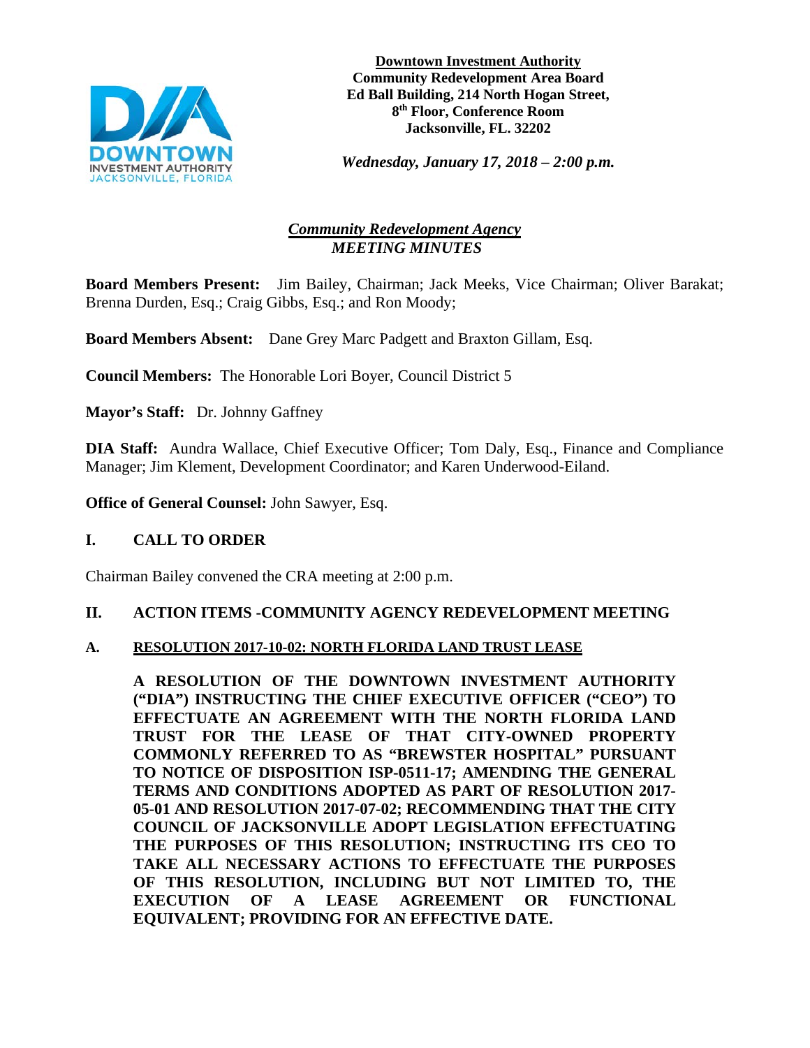**Downtown Investment Authority**
**Community Redevelopment Area Board**
**Ed Ball Building, 214 North Hogan Street,**
**8th Floor, Conference Room**
**Jacksonville, FL. 32202**

***Wednesday, January 17, 2018 – 2:00 p.m.***

## *Community Redevelopment Agency*
## *MEETING MINUTES*

**Board Members Present:** Jim Bailey, Chairman; Jack Meeks, Vice Chairman; Oliver Barakat; Brenna Durden, Esq.; Craig Gibbs, Esq.; and Ron Moody;

**Board Members Absent:** Dane Grey Marc Padgett and Braxton Gillam, Esq.

**Council Members:** The Honorable Lori Boyer, Council District 5

**Mayor's Staff:** Dr. Johnny Gaffney

**DIA Staff:** Aundra Wallace, Chief Executive Officer; Tom Daly, Esq., Finance and Compliance Manager; Jim Klement, Development Coordinator; and Karen Underwood-Eiland.

**Office of General Counsel:** John Sawyer, Esq.

### I. CALL TO ORDER

Chairman Bailey convened the CRA meeting at 2:00 p.m.

### II. ACTION ITEMS -COMMUNITY AGENCY REDEVELOPMENT MEETING

### A. RESOLUTION 2017-10-02: NORTH FLORIDA LAND TRUST LEASE

**A RESOLUTION OF THE DOWNTOWN INVESTMENT AUTHORITY ("DIA") INSTRUCTING THE CHIEF EXECUTIVE OFFICER ("CEO") TO EFFECTUATE AN AGREEMENT WITH THE NORTH FLORIDA LAND TRUST FOR THE LEASE OF THAT CITY-OWNED PROPERTY COMMONLY REFERRED TO AS "BREWSTER HOSPITAL" PURSUANT TO NOTICE OF DISPOSITION ISP-0511-17; AMENDING THE GENERAL TERMS AND CONDITIONS ADOPTED AS PART OF RESOLUTION 2017-05-01 AND RESOLUTION 2017-07-02; RECOMMENDING THAT THE CITY COUNCIL OF JACKSONVILLE ADOPT LEGISLATION EFFECTUATING THE PURPOSES OF THIS RESOLUTION; INSTRUCTING ITS CEO TO TAKE ALL NECESSARY ACTIONS TO EFFECTUATE THE PURPOSES OF THIS RESOLUTION, INCLUDING BUT NOT LIMITED TO, THE EXECUTION OF A LEASE AGREEMENT OR FUNCTIONAL EQUIVALENT; PROVIDING FOR AN EFFECTIVE DATE.**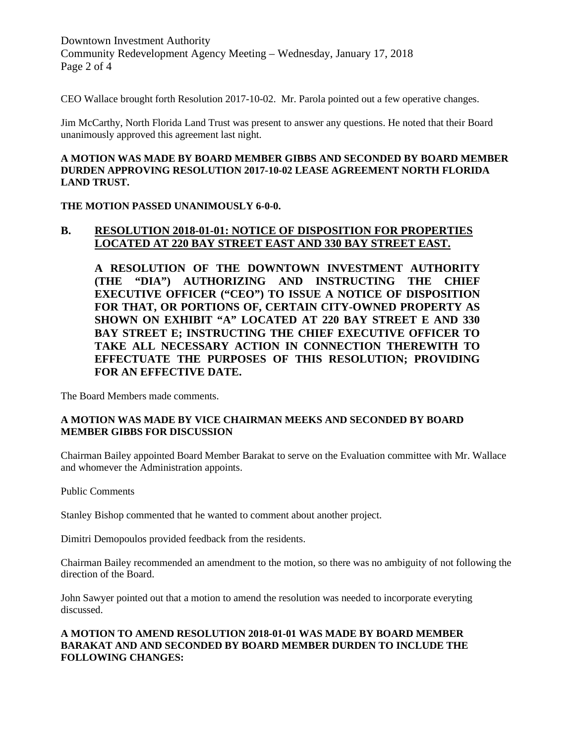CEO Wallace brought forth Resolution 2017-10-02. Mr. Parola pointed out a few operative changes.

Jim McCarthy, North Florida Land Trust was present to answer any questions. He noted that their Board unanimously approved this agreement last night.

**A MOTION WAS MADE BY BOARD MEMBER GIBBS AND SECONDED BY BOARD MEMBER DURDEN APPROVING RESOLUTION 2017-10-02 LEASE AGREEMENT NORTH FLORIDA LAND TRUST.**

**THE MOTION PASSED UNANIMOUSLY 6-0-0.**

**B. RESOLUTION 2018-01-01: NOTICE OF DISPOSITION FOR PROPERTIES LOCATED AT 220 BAY STREET EAST AND 330 BAY STREET EAST.**

**A RESOLUTION OF THE DOWNTOWN INVESTMENT AUTHORITY (THE "DIA") AUTHORIZING AND INSTRUCTING THE CHIEF EXECUTIVE OFFICER ("CEO") TO ISSUE A NOTICE OF DISPOSITION FOR THAT, OR PORTIONS OF, CERTAIN CITY-OWNED PROPERTY AS SHOWN ON EXHIBIT "A" LOCATED AT 220 BAY STREET E AND 330 BAY STREET E; INSTRUCTING THE CHIEF EXECUTIVE OFFICER TO TAKE ALL NECESSARY ACTION IN CONNECTION THEREWITH TO EFFECTUATE THE PURPOSES OF THIS RESOLUTION; PROVIDING FOR AN EFFECTIVE DATE.**

The Board Members made comments.

**A MOTION WAS MADE BY VICE CHAIRMAN MEEKS AND SECONDED BY BOARD MEMBER GIBBS FOR DISCUSSION**

Chairman Bailey appointed Board Member Barakat to serve on the Evaluation committee with Mr. Wallace and whomever the Administration appoints.

Public Comments

Stanley Bishop commented that he wanted to comment about another project.

Dimitri Demopoulos provided feedback from the residents.

Chairman Bailey recommended an amendment to the motion, so there was no ambiguity of not following the direction of the Board.

John Sawyer pointed out that a motion to amend the resolution was needed to incorporate everyting discussed.

**A MOTION TO AMEND RESOLUTION 2018-01-01 WAS MADE BY BOARD MEMBER BARAKAT AND AND SECONDED BY BOARD MEMBER DURDEN TO INCLUDE THE FOLLOWING CHANGES:**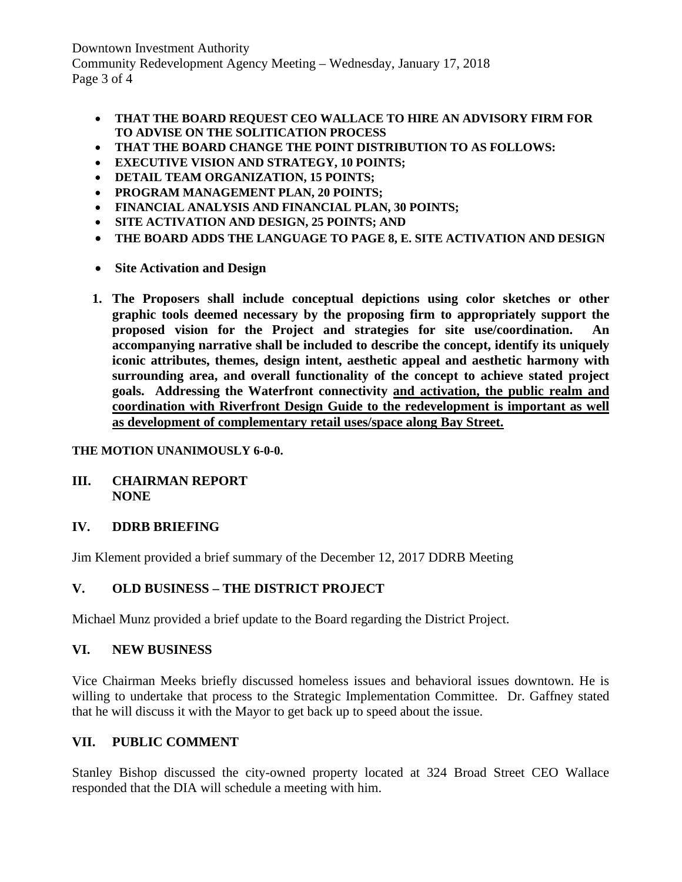- **THAT THE BOARD REQUEST CEO WALLACE TO HIRE AN ADVISORY FIRM FOR TO ADVISE ON THE SOLITICATION PROCESS**
- **THAT THE BOARD CHANGE THE POINT DISTRIBUTION TO AS FOLLOWS:**
- **EXECUTIVE VISION AND STRATEGY, 10 POINTS;**
- **DETAIL TEAM ORGANIZATION, 15 POINTS;**
- **PROGRAM MANAGEMENT PLAN, 20 POINTS;**
- **FINANCIAL ANALYSIS AND FINANCIAL PLAN, 30 POINTS;**
- **SITE ACTIVATION AND DESIGN, 25 POINTS; AND**
- **THE BOARD ADDS THE LANGUAGE TO PAGE 8, E. SITE ACTIVATION AND DESIGN**

- **Site Activation and Design**

1. **The Proposers shall include conceptual depictions using color sketches or other graphic tools deemed necessary by the proposing firm to appropriately support the proposed vision for the Project and strategies for site use/coordination. An accompanying narrative shall be included to describe the concept, identify its uniquely iconic attributes, themes, design intent, aesthetic appeal and aesthetic harmony with surrounding area, and overall functionality of the concept to achieve stated project goals. Addressing the Waterfront connectivity <u>and activation, the public realm and coordination with Riverfront Design Guide to the redevelopment is important as well as development of complementary retail uses/space along Bay Street.</u>**

**THE MOTION UNANIMOUSLY 6-0-0.**

## III. CHAIRMAN REPORT
**NONE**

## IV. DDRB BRIEFING

Jim Klement provided a brief summary of the December 12, 2017 DDRB Meeting

## V. OLD BUSINESS – THE DISTRICT PROJECT

Michael Munz provided a brief update to the Board regarding the District Project.

## VI. NEW BUSINESS

Vice Chairman Meeks briefly discussed homeless issues and behavioral issues downtown. He is willing to undertake that process to the Strategic Implementation Committee. Dr. Gaffney stated that he will discuss it with the Mayor to get back up to speed about the issue.

## VII. PUBLIC COMMENT

Stanley Bishop discussed the city-owned property located at 324 Broad Street CEO Wallace responded that the DIA will schedule a meeting with him.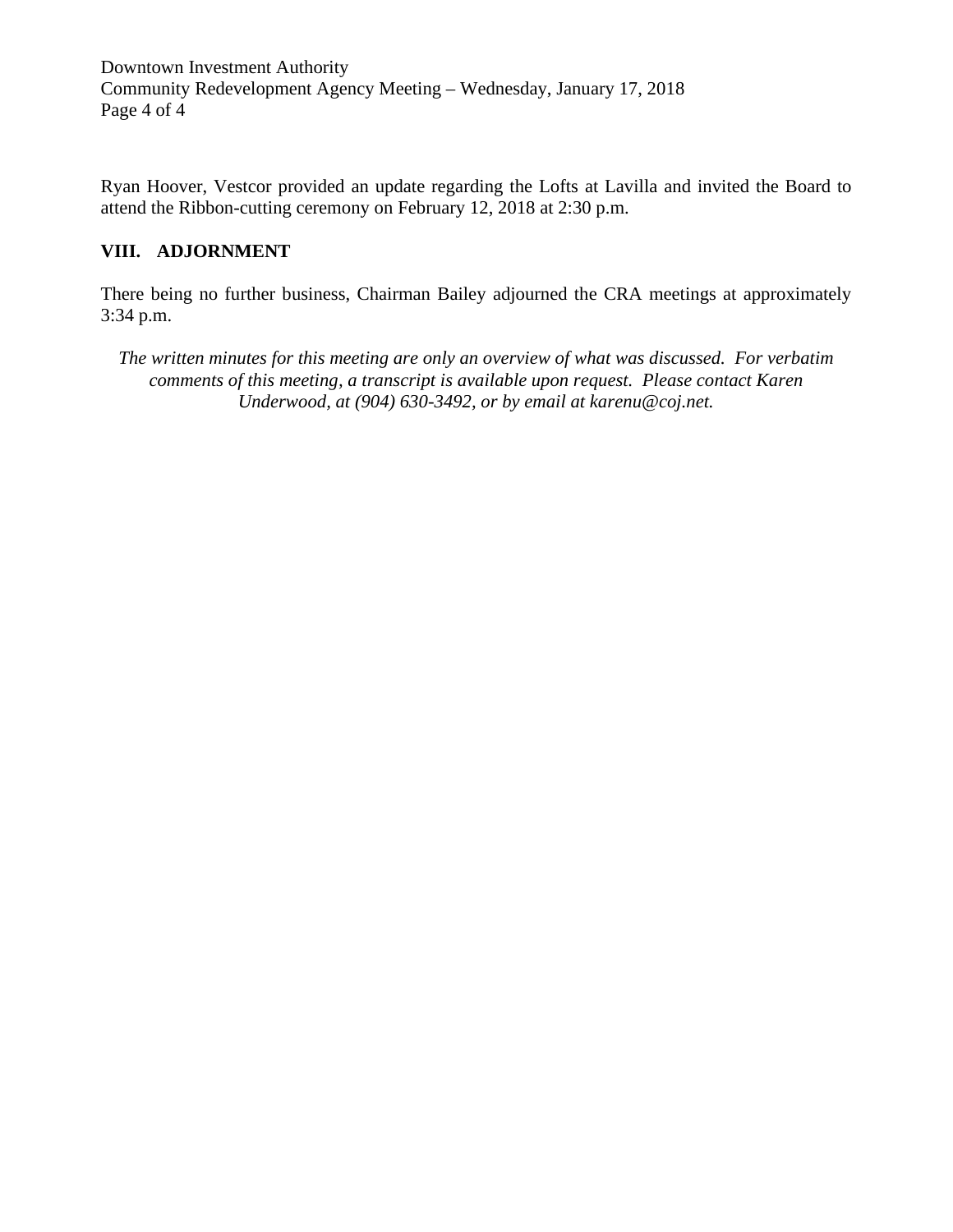Ryan Hoover, Vestcor provided an update regarding the Lofts at Lavilla and invited the Board to attend the Ribbon-cutting ceremony on February 12, 2018 at 2:30 p.m.

## VIII. ADJOURNMENT

There being no further business, Chairman Bailey adjourned the CRA meetings at approximately 3:34 p.m.

*The written minutes for this meeting are only an overview of what was discussed. For verbatim comments of this meeting, a transcript is available upon request. Please contact Karen Underwood, at (904) 630-3492, or by email at karenu@coj.net.*